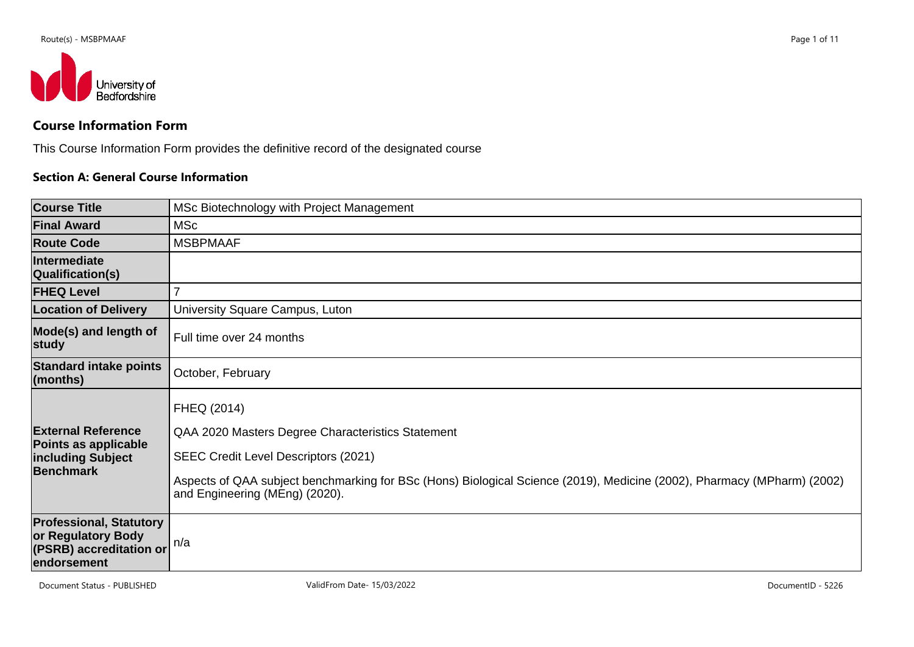## Course Information Form

This Course Information Form provides the definitive record of the designated course

### Section A: General Course Information

| | |
|---|---|
| **Course Title** | MSc Biotechnology with Project Management |
| **Final Award** | MSc |
| **Route Code** | MSBPMAAF |
| **Intermediate Qualification(s)** | |
| **FHEQ Level** | 7 |
| **Location of Delivery** | University Square Campus, Luton |
| **Mode(s) and length of study** | Full time over 24 months |
| **Standard intake points (months)** | October, February |
| **External Reference Points as applicable including Subject Benchmark** | FHEQ (2014)<br><br>QAA 2020 Masters Degree Characteristics Statement<br><br>SEEC Credit Level Descriptors (2021)<br><br>Aspects of QAA subject benchmarking for BSc (Hons) Biological Science (2019), Medicine (2002), Pharmacy (MPharm) (2002) and Engineering (MEng) (2020). |
| **Professional, Statutory or Regulatory Body (PSRB) accreditation or endorsement** | n/a |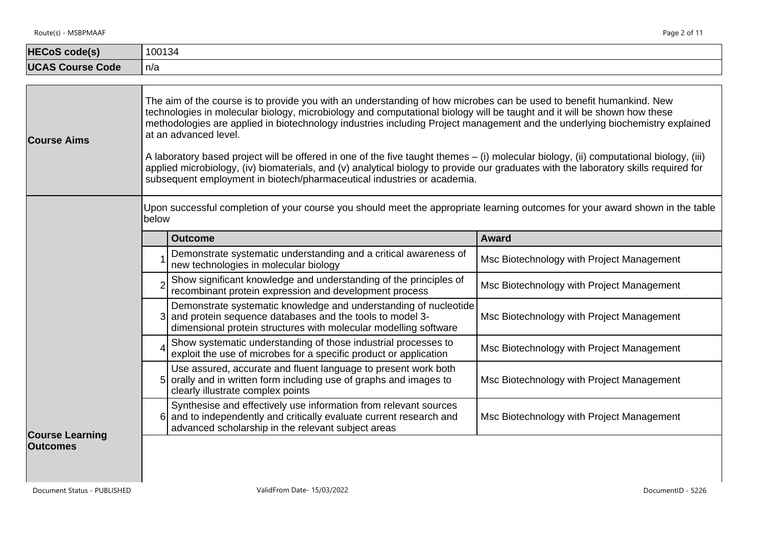| | |
|---|---|
| **HECoS code(s)** | 100134 |
| **UCAS Course Code** | n/a |

**Course Aims**

The aim of the course is to provide you with an understanding of how microbes can be used to benefit humankind. New technologies in molecular biology, microbiology and computational biology will be taught and it will be shown how these methodologies are applied in biotechnology industries including Project management and the underlying biochemistry explained at an advanced level.

A laboratory based project will be offered in one of the five taught themes – (i) molecular biology, (ii) computational biology, (iii) applied microbiology, (iv) biomaterials, and (v) analytical biology to provide our graduates with the laboratory skills required for subsequent employment in biotech/pharmaceutical industries or academia.

**Course Learning Outcomes**

Upon successful completion of your course you should meet the appropriate learning outcomes for your award shown in the table below

| | Outcome | Award |
|---|---|---|
| 1 | Demonstrate systematic understanding and a critical awareness of new technologies in molecular biology | Msc Biotechnology with Project Management |
| 2 | Show significant knowledge and understanding of the principles of recombinant protein expression and development process | Msc Biotechnology with Project Management |
| 3 | Demonstrate systematic knowledge and understanding of nucleotide and protein sequence databases and the tools to model 3-dimensional protein structures with molecular modelling software | Msc Biotechnology with Project Management |
| 4 | Show systematic understanding of those industrial processes to exploit the use of microbes for a specific product or application | Msc Biotechnology with Project Management |
| 5 | Use assured, accurate and fluent language to present work both orally and in written form including use of graphs and images to clearly illustrate complex points | Msc Biotechnology with Project Management |
| 6 | Synthesise and effectively use information from relevant sources and to independently and critically evaluate current research and advanced scholarship in the relevant subject areas | Msc Biotechnology with Project Management |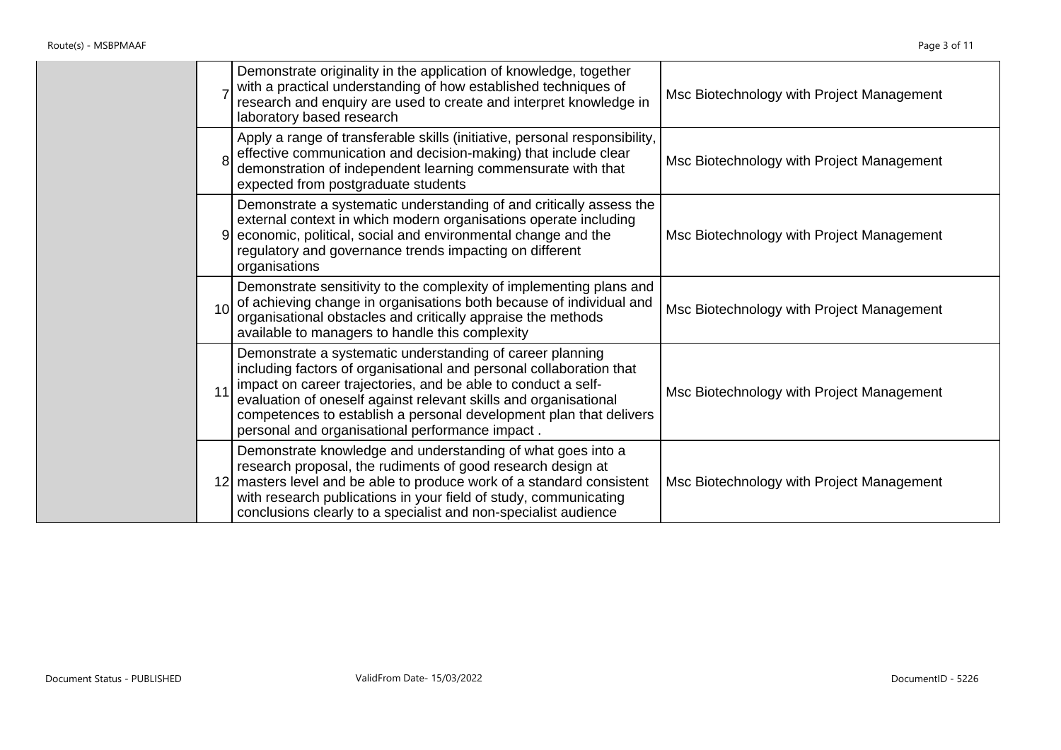| | | | |
|---|---|---|---|
| | 7 | Demonstrate originality in the application of knowledge, together with a practical understanding of how established techniques of research and enquiry are used to create and interpret knowledge in laboratory based research | Msc Biotechnology with Project Management |
| | 8 | Apply a range of transferable skills (initiative, personal responsibility, effective communication and decision-making) that include clear demonstration of independent learning commensurate with that expected from postgraduate students | Msc Biotechnology with Project Management |
| | 9 | Demonstrate a systematic understanding of and critically assess the external context in which modern organisations operate including economic, political, social and environmental change and the regulatory and governance trends impacting on different organisations | Msc Biotechnology with Project Management |
| | 10 | Demonstrate sensitivity to the complexity of implementing plans and of achieving change in organisations both because of individual and organisational obstacles and critically appraise the methods available to managers to handle this complexity | Msc Biotechnology with Project Management |
| | 11 | Demonstrate a systematic understanding of career planning including factors of organisational and personal collaboration that impact on career trajectories, and be able to conduct a self-evaluation of oneself against relevant skills and organisational competences to establish a personal development plan that delivers personal and organisational performance impact . | Msc Biotechnology with Project Management |
| | 12 | Demonstrate knowledge and understanding of what goes into a research proposal, the rudiments of good research design at masters level and be able to produce work of a standard consistent with research publications in your field of study, communicating conclusions clearly to a specialist and non-specialist audience | Msc Biotechnology with Project Management |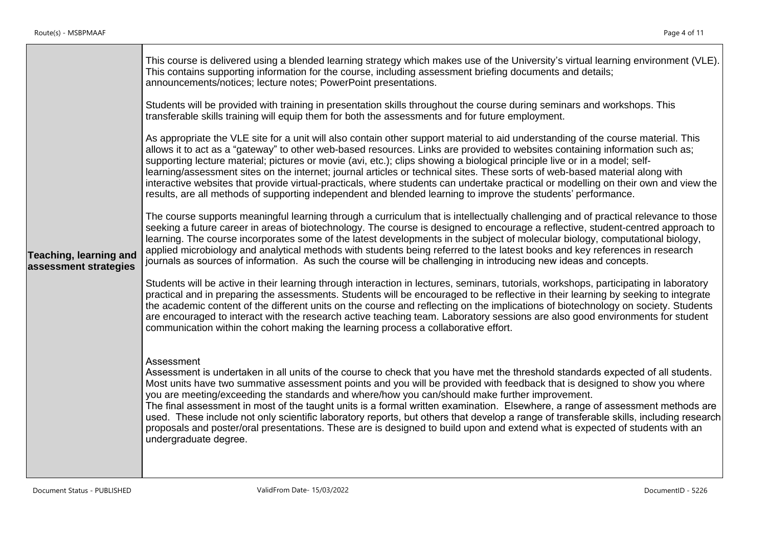| Teaching, learning and assessment strategies | This course is delivered using a blended learning strategy which makes use of the University's virtual learning environment (VLE). This contains supporting information for the course, including assessment briefing documents and details; announcements/notices; lecture notes; PowerPoint presentations.<br><br>Students will be provided with training in presentation skills throughout the course during seminars and workshops. This transferable skills training will equip them for both the assessments and for future employment.<br><br>As appropriate the VLE site for a unit will also contain other support material to aid understanding of the course material. This allows it to act as a "gateway" to other web-based resources. Links are provided to websites containing information such as; supporting lecture material; pictures or movie (avi, etc.); clips showing a biological principle live or in a model; self-learning/assessment sites on the internet; journal articles or technical sites. These sorts of web-based material along with interactive websites that provide virtual-practicals, where students can undertake practical or modelling on their own and view the results, are all methods of supporting independent and blended learning to improve the students' performance.<br><br>The course supports meaningful learning through a curriculum that is intellectually challenging and of practical relevance to those seeking a future career in areas of biotechnology. The course is designed to encourage a reflective, student-centred approach to learning. The course incorporates some of the latest developments in the subject of molecular biology, computational biology, applied microbiology and analytical methods with students being referred to the latest books and key references in research journals as sources of information. As such the course will be challenging in introducing new ideas and concepts.<br><br>Students will be active in their learning through interaction in lectures, seminars, tutorials, workshops, participating in laboratory practical and in preparing the assessments. Students will be encouraged to be reflective in their learning by seeking to integrate the academic content of the different units on the course and reflecting on the implications of biotechnology on society. Students are encouraged to interact with the research active teaching team. Laboratory sessions are also good environments for student communication within the cohort making the learning process a collaborative effort.<br><br>Assessment<br>Assessment is undertaken in all units of the course to check that you have met the threshold standards expected of all students. Most units have two summative assessment points and you will be provided with feedback that is designed to show you where you are meeting/exceeding the standards and where/how you can/should make further improvement.<br>The final assessment in most of the taught units is a formal written examination. Elsewhere, a range of assessment methods are used. These include not only scientific laboratory reports, but others that develop a range of transferable skills, including research proposals and poster/oral presentations. These are is designed to build upon and extend what is expected of students with an undergraduate degree. |
|---|---|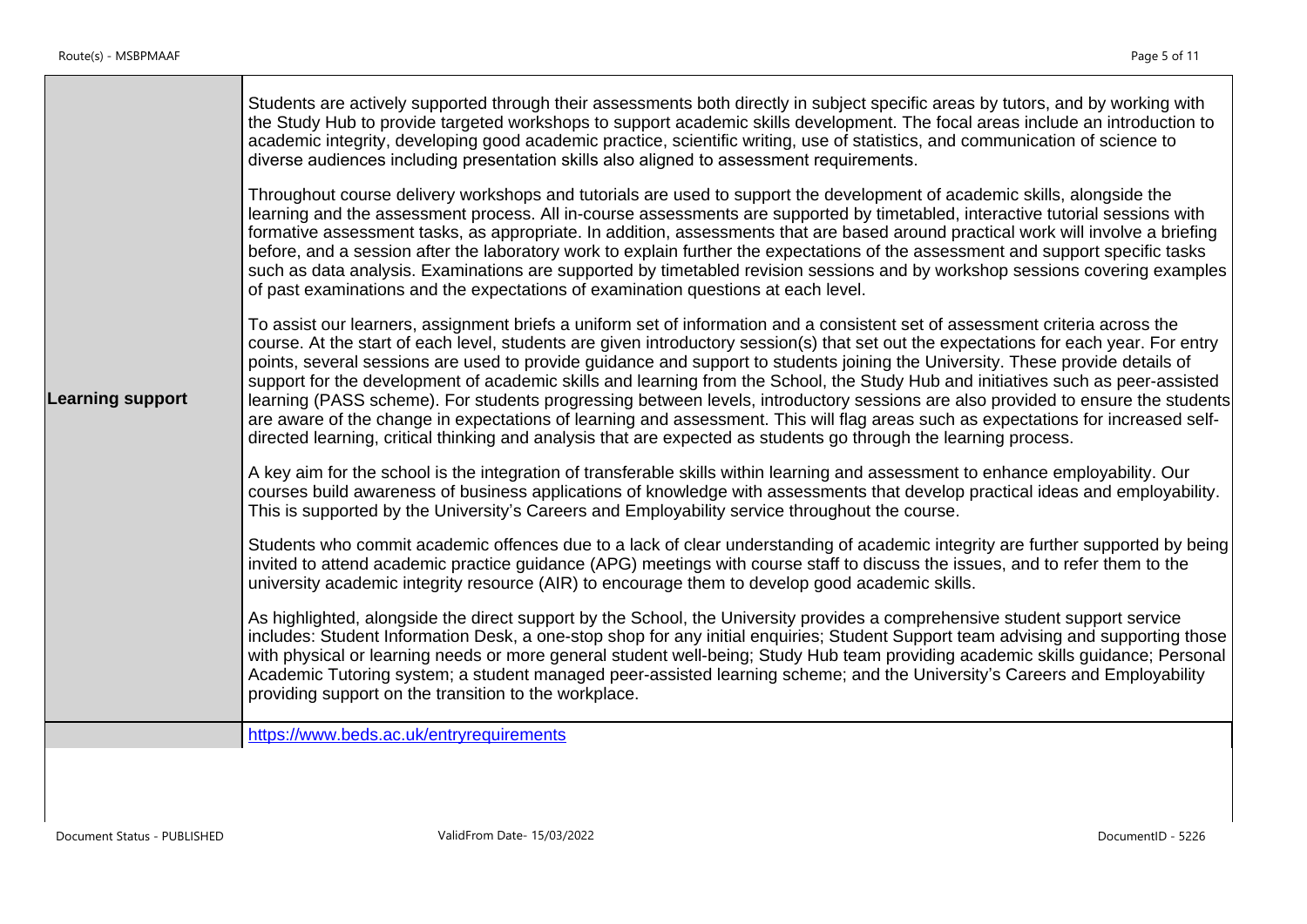| | |
|---|---|
| **Learning support** | Students are actively supported through their assessments both directly in subject specific areas by tutors, and by working with the Study Hub to provide targeted workshops to support academic skills development. The focal areas include an introduction to academic integrity, developing good academic practice, scientific writing, use of statistics, and communication of science to diverse audiences including presentation skills also aligned to assessment requirements.<br><br>Throughout course delivery workshops and tutorials are used to support the development of academic skills, alongside the learning and the assessment process. All in-course assessments are supported by timetabled, interactive tutorial sessions with formative assessment tasks, as appropriate. In addition, assessments that are based around practical work will involve a briefing before, and a session after the laboratory work to explain further the expectations of the assessment and support specific tasks such as data analysis. Examinations are supported by timetabled revision sessions and by workshop sessions covering examples of past examinations and the expectations of examination questions at each level.<br><br>To assist our learners, assignment briefs a uniform set of information and a consistent set of assessment criteria across the course. At the start of each level, students are given introductory session(s) that set out the expectations for each year. For entry points, several sessions are used to provide guidance and support to students joining the University. These provide details of support for the development of academic skills and learning from the School, the Study Hub and initiatives such as peer-assisted learning (PASS scheme). For students progressing between levels, introductory sessions are also provided to ensure the students are aware of the change in expectations of learning and assessment. This will flag areas such as expectations for increased self-directed learning, critical thinking and analysis that are expected as students go through the learning process.<br><br>A key aim for the school is the integration of transferable skills within learning and assessment to enhance employability. Our courses build awareness of business applications of knowledge with assessments that develop practical ideas and employability. This is supported by the University's Careers and Employability service throughout the course.<br><br>Students who commit academic offences due to a lack of clear understanding of academic integrity are further supported by being invited to attend academic practice guidance (APG) meetings with course staff to discuss the issues, and to refer them to the university academic integrity resource (AIR) to encourage them to develop good academic skills.<br><br>As highlighted, alongside the direct support by the School, the University provides a comprehensive student support service includes: Student Information Desk, a one-stop shop for any initial enquiries; Student Support team advising and supporting those with physical or learning needs or more general student well-being; Study Hub team providing academic skills guidance; Personal Academic Tutoring system; a student managed peer-assisted learning scheme; and the University's Careers and Employability providing support on the transition to the workplace. |
| | https://www.beds.ac.uk/entryrequirements |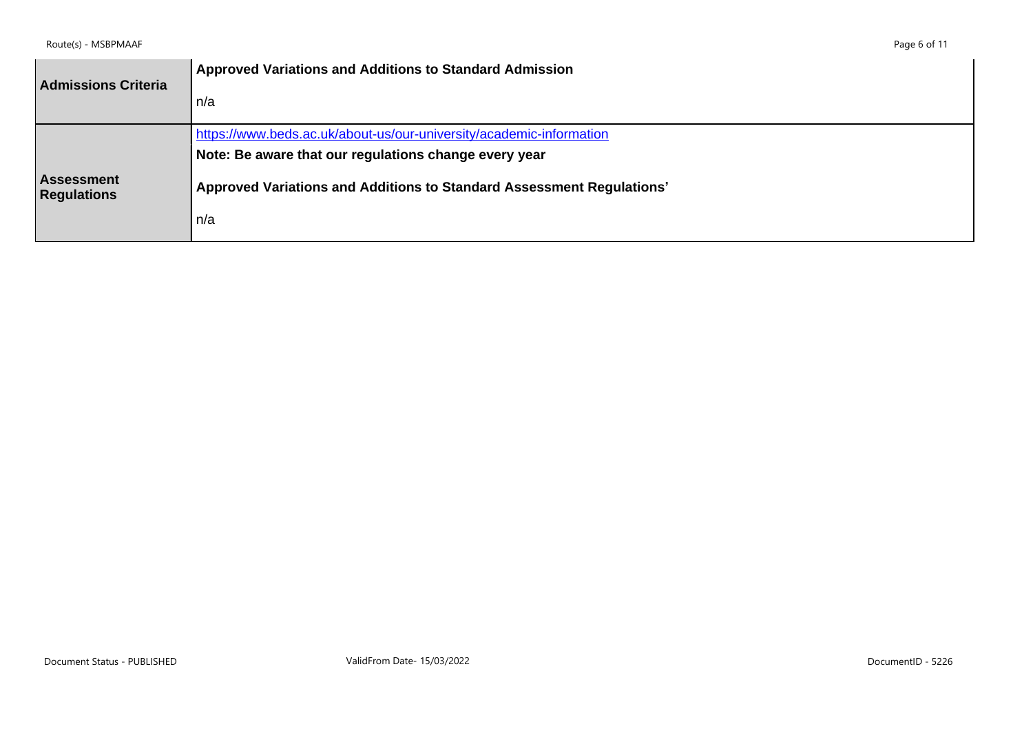| | |
|---|---|
| **Admissions Criteria** | **Approved Variations and Additions to Standard Admission**<br><br>n/a |
| **Assessment Regulations** | https://www.beds.ac.uk/about-us/our-university/academic-information<br>**Note: Be aware that our regulations change every year**<br><br>**Approved Variations and Additions to Standard Assessment Regulations'**<br><br>n/a |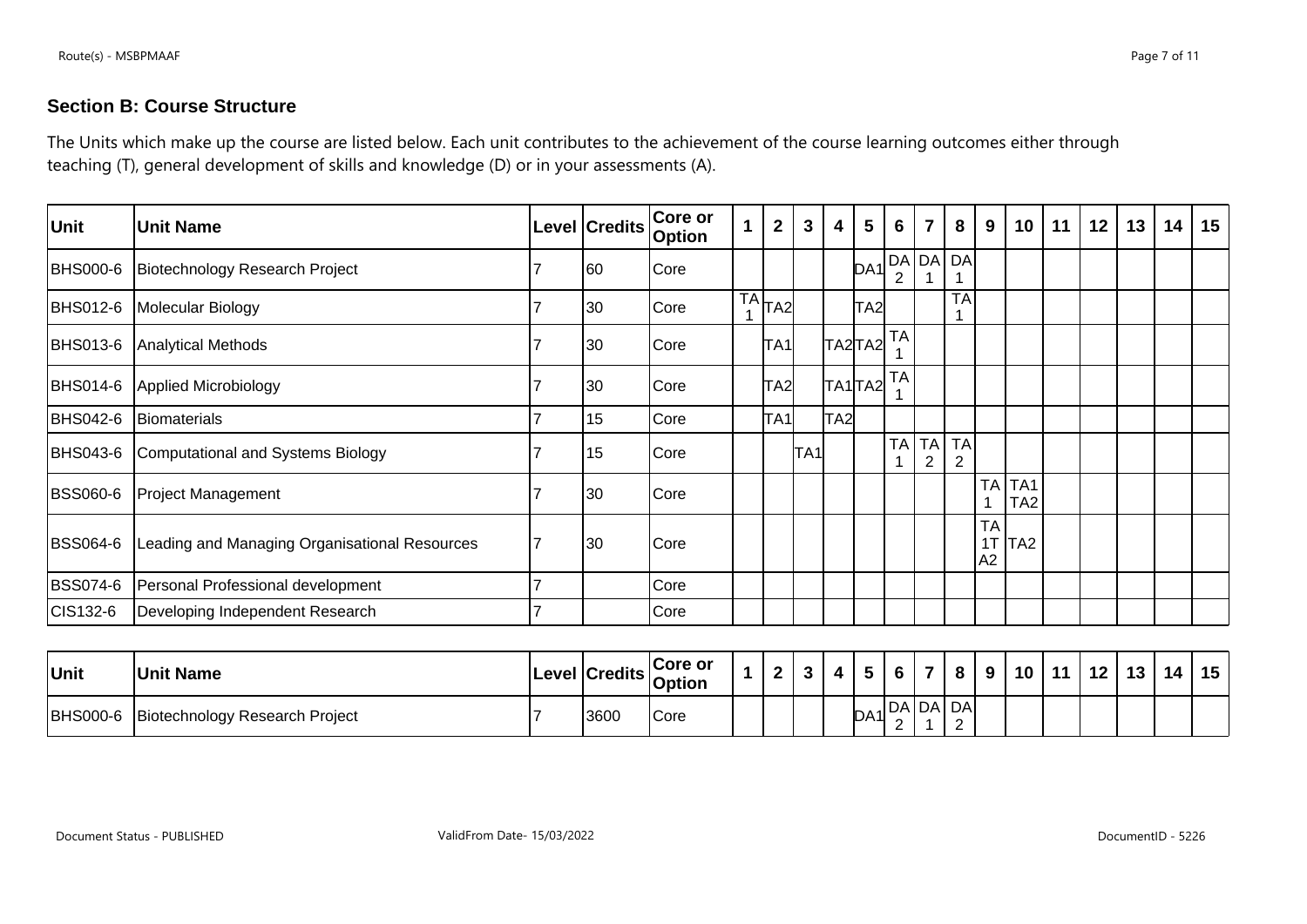## Section B: Course Structure

The Units which make up the course are listed below. Each unit contributes to the achievement of the course learning outcomes either through teaching (T), general development of skills and knowledge (D) or in your assessments (A).

| Unit | Unit Name | Level | Credits | Core or Option | 1 | 2 | 3 | 4 | 5 | 6 | 7 | 8 | 9 | 10 | 11 | 12 | 13 | 14 | 15 |
|---|---|---|---|---|---|---|---|---|---|---|---|---|---|---|---|---|---|---|---|
| BHS000-6 | Biotechnology Research Project | 7 | 60 | Core | | | | | DA1 | DA2 | DA1 | DA1 | | | | | | | |
| BHS012-6 | Molecular Biology | 7 | 30 | Core | TA1 | TA2 | | | TA2 | | | TA1 | | | | | | | |
| BHS013-6 | Analytical Methods | 7 | 30 | Core | | TA1 | | TA2 | TA2 | TA1 | | | | | | | | | |
| BHS014-6 | Applied Microbiology | 7 | 30 | Core | | TA2 | | TA1 | TA2 | TA1 | | | | | | | | | |
| BHS042-6 | Biomaterials | 7 | 15 | Core | | TA1 | | TA2 | | | | | | | | | | | |
| BHS043-6 | Computational and Systems Biology | 7 | 15 | Core | | | TA1 | | | TA1 | TA2 | TA2 | | | | | | | |
| BSS060-6 | Project Management | 7 | 30 | Core | | | | | | | | | TA1 | TA1 TA2 | | | | | |
| BSS064-6 | Leading and Managing Organisational Resources | 7 | 30 | Core | | | | | | | | | TA1T A2 | TA2 | | | | | |
| BSS074-6 | Personal Professional development | 7 | | Core | | | | | | | | | | | | | | | |
| CIS132-6 | Developing Independent Research | 7 | | Core | | | | | | | | | | | | | | | |

| Unit | Unit Name | Level | Credits | Core or Option | 1 | 2 | 3 | 4 | 5 | 6 | 7 | 8 | 9 | 10 | 11 | 12 | 13 | 14 | 15 |
|---|---|---|---|---|---|---|---|---|---|---|---|---|---|---|---|---|---|---|---|
| BHS000-6 | Biotechnology Research Project | 7 | 3600 | Core | | | | | DA1 | DA2 | DA1 | DA2 | | | | | | | |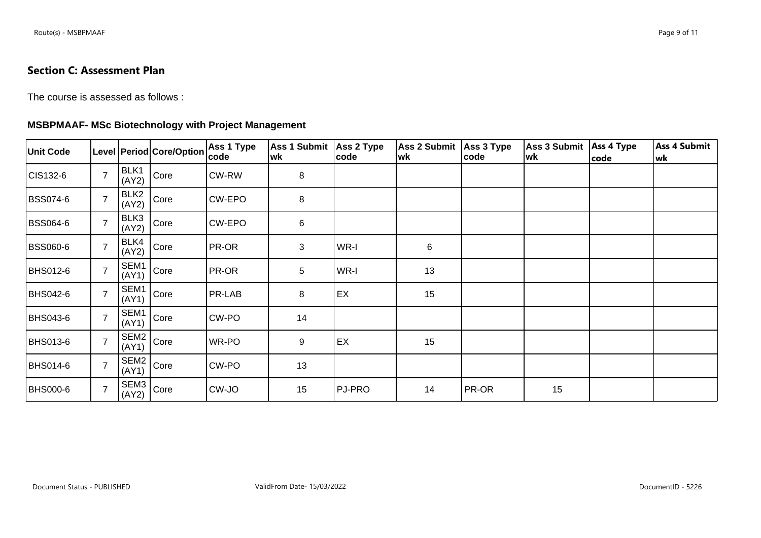## Section C: Assessment Plan

The course is assessed as follows :

**MSBPMAAF- MSc Biotechnology with Project Management**

| Unit Code | Level | Period | Core/Option | Ass 1 Type code | Ass 1 Submit wk | Ass 2 Type code | Ass 2 Submit wk | Ass 3 Type code | Ass 3 Submit wk | Ass 4 Type code | Ass 4 Submit wk |
|---|---|---|---|---|---|---|---|---|---|---|---|
| CIS132-6 | 7 | BLK1 (AY2) | Core | CW-RW | 8 | | | | | | |
| BSS074-6 | 7 | BLK2 (AY2) | Core | CW-EPO | 8 | | | | | | |
| BSS064-6 | 7 | BLK3 (AY2) | Core | CW-EPO | 6 | | | | | | |
| BSS060-6 | 7 | BLK4 (AY2) | Core | PR-OR | 3 | WR-I | 6 | | | | |
| BHS012-6 | 7 | SEM1 (AY1) | Core | PR-OR | 5 | WR-I | 13 | | | | |
| BHS042-6 | 7 | SEM1 (AY1) | Core | PR-LAB | 8 | EX | 15 | | | | |
| BHS043-6 | 7 | SEM1 (AY1) | Core | CW-PO | 14 | | | | | | |
| BHS013-6 | 7 | SEM2 (AY1) | Core | WR-PO | 9 | EX | 15 | | | | |
| BHS014-6 | 7 | SEM2 (AY1) | Core | CW-PO | 13 | | | | | | |
| BHS000-6 | 7 | SEM3 (AY2) | Core | CW-JO | 15 | PJ-PRO | 14 | PR-OR | 15 | | |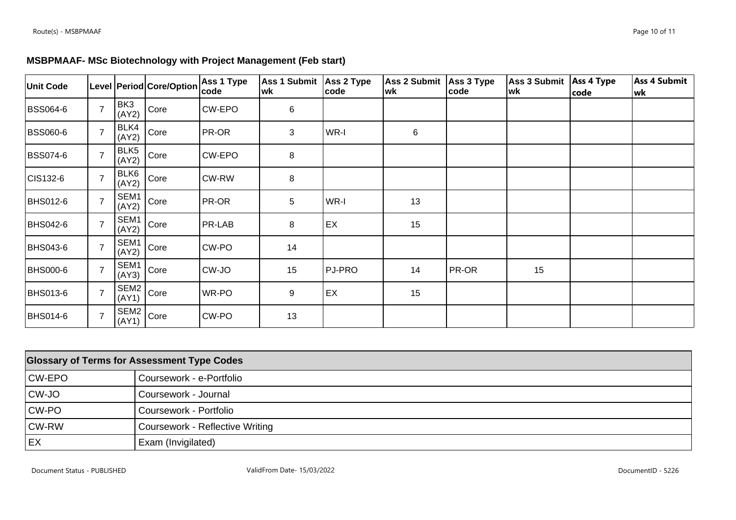**MSBPMAAF- MSc Biotechnology with Project Management (Feb start)**

| Unit Code | Level | Period | Core/Option | Ass 1 Type code | Ass 1 Submit wk | Ass 2 Type code | Ass 2 Submit wk | Ass 3 Type code | Ass 3 Submit wk | Ass 4 Type code | Ass 4 Submit wk |
|---|---|---|---|---|---|---|---|---|---|---|---|
| BSS064-6 | 7 | BK3 (AY2) | Core | CW-EPO | 6 | | | | | | |
| BSS060-6 | 7 | BLK4 (AY2) | Core | PR-OR | 3 | WR-I | 6 | | | | |
| BSS074-6 | 7 | BLK5 (AY2) | Core | CW-EPO | 8 | | | | | | |
| CIS132-6 | 7 | BLK6 (AY2) | Core | CW-RW | 8 | | | | | | |
| BHS012-6 | 7 | SEM1 (AY2) | Core | PR-OR | 5 | WR-I | 13 | | | | |
| BHS042-6 | 7 | SEM1 (AY2) | Core | PR-LAB | 8 | EX | 15 | | | | |
| BHS043-6 | 7 | SEM1 (AY2) | Core | CW-PO | 14 | | | | | | |
| BHS000-6 | 7 | SEM1 (AY3) | Core | CW-JO | 15 | PJ-PRO | 14 | PR-OR | 15 | | |
| BHS013-6 | 7 | SEM2 (AY1) | Core | WR-PO | 9 | EX | 15 | | | | |
| BHS014-6 | 7 | SEM2 (AY1) | Core | CW-PO | 13 | | | | | | |

| Glossary of Terms for Assessment Type Codes | |
|---|---|
| CW-EPO | Coursework - e-Portfolio |
| CW-JO | Coursework - Journal |
| CW-PO | Coursework - Portfolio |
| CW-RW | Coursework - Reflective Writing |
| EX | Exam (Invigilated) |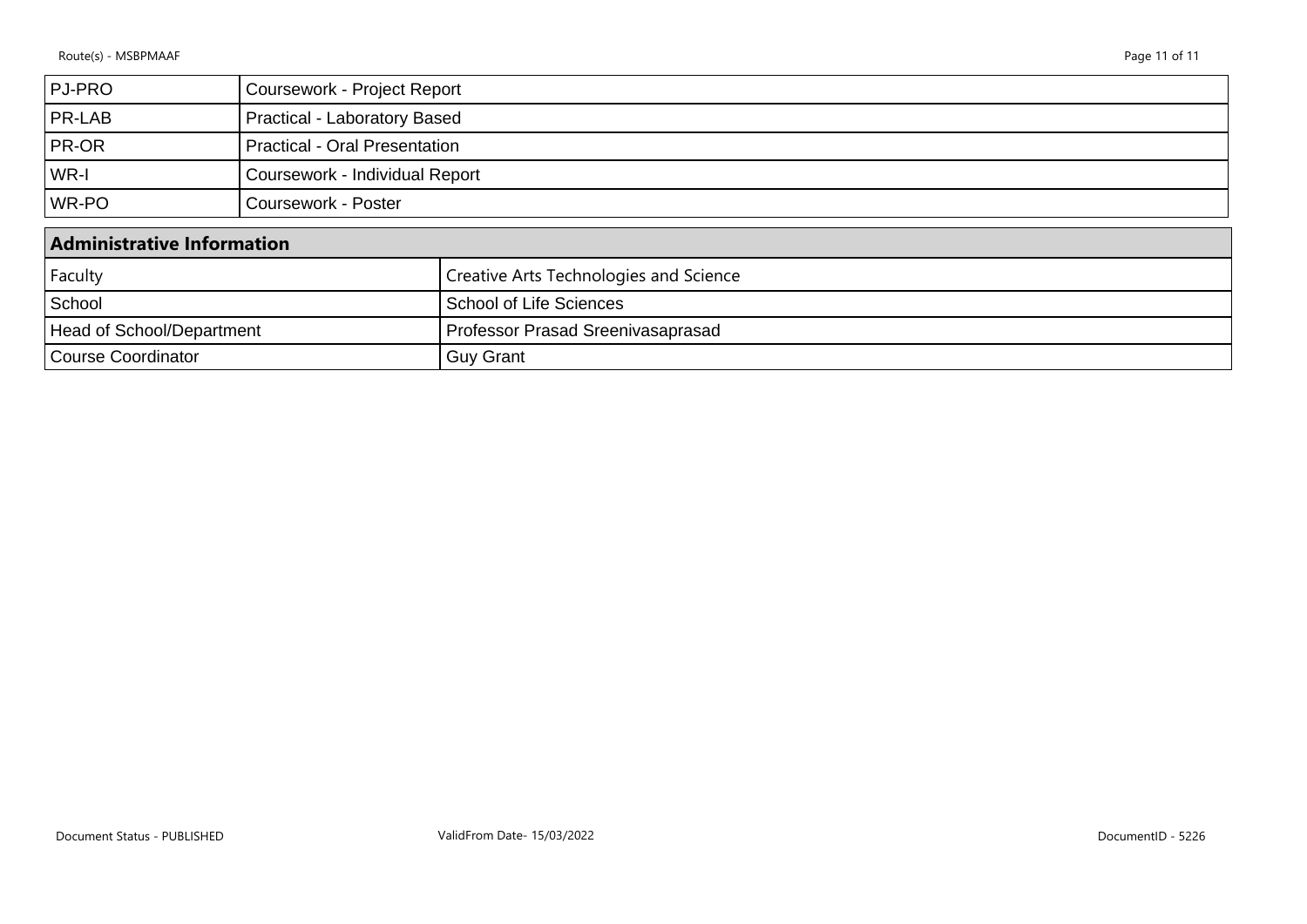| | |
|---|---|
| PJ-PRO | Coursework - Project Report |
| PR-LAB | Practical - Laboratory Based |
| PR-OR | Practical - Oral Presentation |
| WR-I | Coursework - Individual Report |
| WR-PO | Coursework - Poster |

## Administrative Information

| | |
|---|---|
| Faculty | Creative Arts Technologies and Science |
| School | School of Life Sciences |
| Head of School/Department | Professor Prasad Sreenivasaprasad |
| Course Coordinator | Guy Grant |